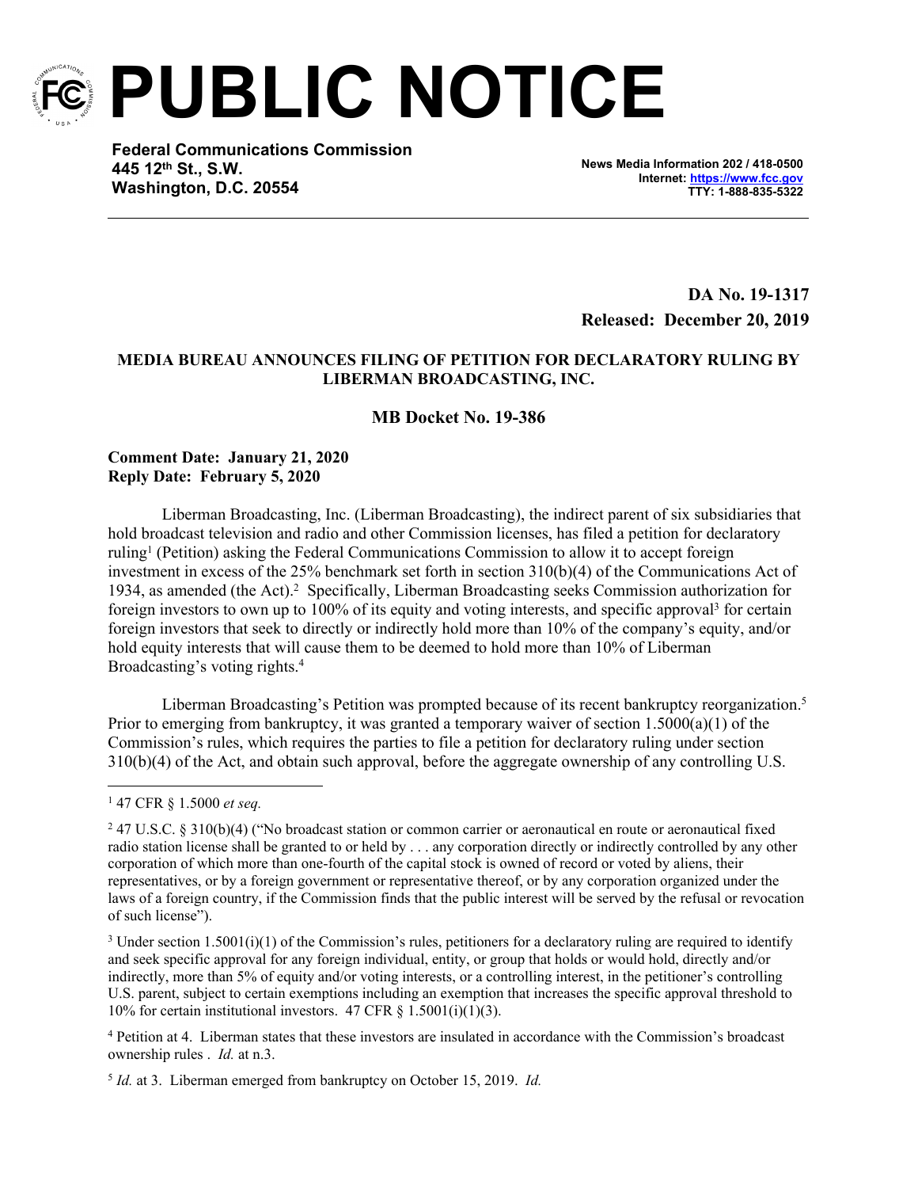# PUBLIC NOTICE

**Federal Communications Commission**
**445 12th St., S.W.**
**Washington, D.C. 20554**

**News Media Information 202 / 418-0500**
**Internet: https://www.fcc.gov**
**TTY: 1-888-835-5322**

**DA No. 19-1317**
**Released: December 20, 2019**

**MEDIA BUREAU ANNOUNCES FILING OF PETITION FOR DECLARATORY RULING BY LIBERMAN BROADCASTING, INC.**

**MB Docket No. 19-386**

**Comment Date: January 21, 2020**
**Reply Date: February 5, 2020**

Liberman Broadcasting, Inc. (Liberman Broadcasting), the indirect parent of six subsidiaries that hold broadcast television and radio and other Commission licenses, has filed a petition for declaratory ruling[1] (Petition) asking the Federal Communications Commission to allow it to accept foreign investment in excess of the 25% benchmark set forth in section 310(b)(4) of the Communications Act of 1934, as amended (the Act).[2] Specifically, Liberman Broadcasting seeks Commission authorization for foreign investors to own up to 100% of its equity and voting interests, and specific approval[3] for certain foreign investors that seek to directly or indirectly hold more than 10% of the company's equity, and/or hold equity interests that will cause them to be deemed to hold more than 10% of Liberman Broadcasting's voting rights.[4]

Liberman Broadcasting's Petition was prompted because of its recent bankruptcy reorganization.[5] Prior to emerging from bankruptcy, it was granted a temporary waiver of section 1.5000(a)(1) of the Commission's rules, which requires the parties to file a petition for declaratory ruling under section 310(b)(4) of the Act, and obtain such approval, before the aggregate ownership of any controlling U.S.

---

[1] 47 CFR § 1.5000 *et seq.*

[2] 47 U.S.C. § 310(b)(4) ("No broadcast station or common carrier or aeronautical en route or aeronautical fixed radio station license shall be granted to or held by . . . any corporation directly or indirectly controlled by any other corporation of which more than one-fourth of the capital stock is owned of record or voted by aliens, their representatives, or by a foreign government or representative thereof, or by any corporation organized under the laws of a foreign country, if the Commission finds that the public interest will be served by the refusal or revocation of such license").

[3] Under section 1.5001(i)(1) of the Commission's rules, petitioners for a declaratory ruling are required to identify and seek specific approval for any foreign individual, entity, or group that holds or would hold, directly and/or indirectly, more than 5% of equity and/or voting interests, or a controlling interest, in the petitioner's controlling U.S. parent, subject to certain exemptions including an exemption that increases the specific approval threshold to 10% for certain institutional investors. 47 CFR § 1.5001(i)(1)(3).

[4] Petition at 4. Liberman states that these investors are insulated in accordance with the Commission's broadcast ownership rules . *Id.* at n.3.

[5] *Id.* at 3. Liberman emerged from bankruptcy on October 15, 2019. *Id.*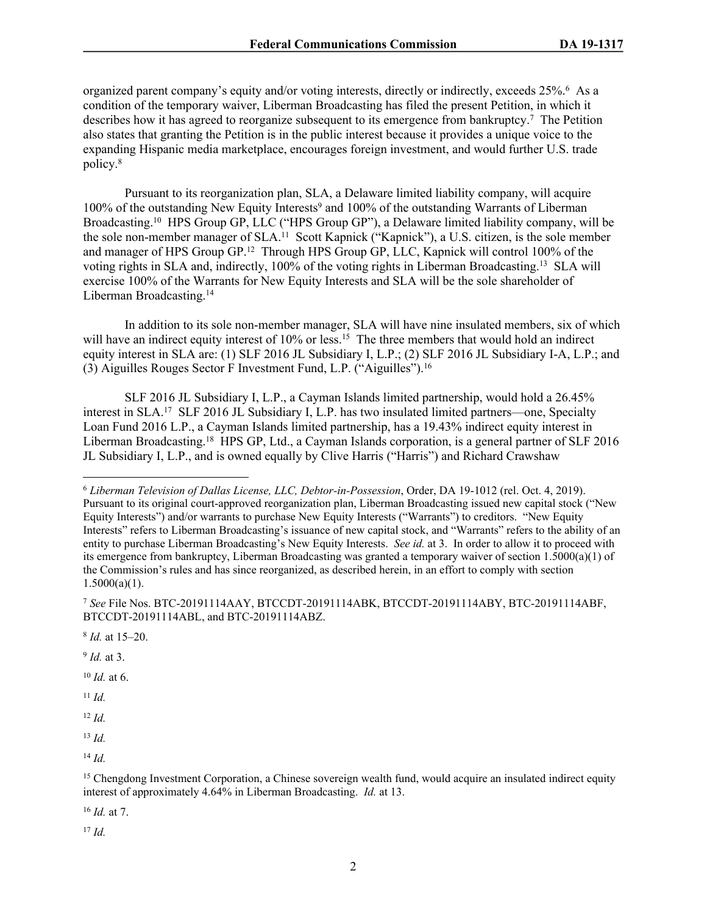organized parent company's equity and/or voting interests, directly or indirectly, exceeds 25%.[6] As a condition of the temporary waiver, Liberman Broadcasting has filed the present Petition, in which it describes how it has agreed to reorganize subsequent to its emergence from bankruptcy.[7] The Petition also states that granting the Petition is in the public interest because it provides a unique voice to the expanding Hispanic media marketplace, encourages foreign investment, and would further U.S. trade policy.[8]

Pursuant to its reorganization plan, SLA, a Delaware limited liability company, will acquire 100% of the outstanding New Equity Interests[9] and 100% of the outstanding Warrants of Liberman Broadcasting.[10] HPS Group GP, LLC ("HPS Group GP"), a Delaware limited liability company, will be the sole non-member manager of SLA.[11] Scott Kapnick ("Kapnick"), a U.S. citizen, is the sole member and manager of HPS Group GP.[12] Through HPS Group GP, LLC, Kapnick will control 100% of the voting rights in SLA and, indirectly, 100% of the voting rights in Liberman Broadcasting.[13] SLA will exercise 100% of the Warrants for New Equity Interests and SLA will be the sole shareholder of Liberman Broadcasting.[14]

In addition to its sole non-member manager, SLA will have nine insulated members, six of which will have an indirect equity interest of 10% or less.[15] The three members that would hold an indirect equity interest in SLA are: (1) SLF 2016 JL Subsidiary I, L.P.; (2) SLF 2016 JL Subsidiary I-A, L.P.; and (3) Aiguilles Rouges Sector F Investment Fund, L.P. ("Aiguilles").[16]

SLF 2016 JL Subsidiary I, L.P., a Cayman Islands limited partnership, would hold a 26.45% interest in SLA.[17] SLF 2016 JL Subsidiary I, L.P. has two insulated limited partners—one, Specialty Loan Fund 2016 L.P., a Cayman Islands limited partnership, has a 19.43% indirect equity interest in Liberman Broadcasting.[18] HPS GP, Ltd., a Cayman Islands corporation, is a general partner of SLF 2016 JL Subsidiary I, L.P., and is owned equally by Clive Harris ("Harris") and Richard Crawshaw

---

[6] *Liberman Television of Dallas License, LLC, Debtor-in-Possession*, Order, DA 19-1012 (rel. Oct. 4, 2019). Pursuant to its original court-approved reorganization plan, Liberman Broadcasting issued new capital stock ("New Equity Interests") and/or warrants to purchase New Equity Interests ("Warrants") to creditors. "New Equity Interests" refers to Liberman Broadcasting's issuance of new capital stock, and "Warrants" refers to the ability of an entity to purchase Liberman Broadcasting's New Equity Interests. *See id.* at 3. In order to allow it to proceed with its emergence from bankruptcy, Liberman Broadcasting was granted a temporary waiver of section 1.5000(a)(1) of the Commission's rules and has since reorganized, as described herein, in an effort to comply with section 1.5000(a)(1).

[7] *See* File Nos. BTC-20191114AAY, BTCCDT-20191114ABK, BTCCDT-20191114ABY, BTC-20191114ABF, BTCCDT-20191114ABL, and BTC-20191114ABZ.

[8] *Id.* at 15–20.

[9] *Id.* at 3.

[10] *Id.* at 6.

[11] *Id.*

[12] *Id.*

[13] *Id.*

[14] *Id.*

[15] Chengdong Investment Corporation, a Chinese sovereign wealth fund, would acquire an insulated indirect equity interest of approximately 4.64% in Liberman Broadcasting. *Id.* at 13.

[16] *Id.* at 7.

[17] *Id.*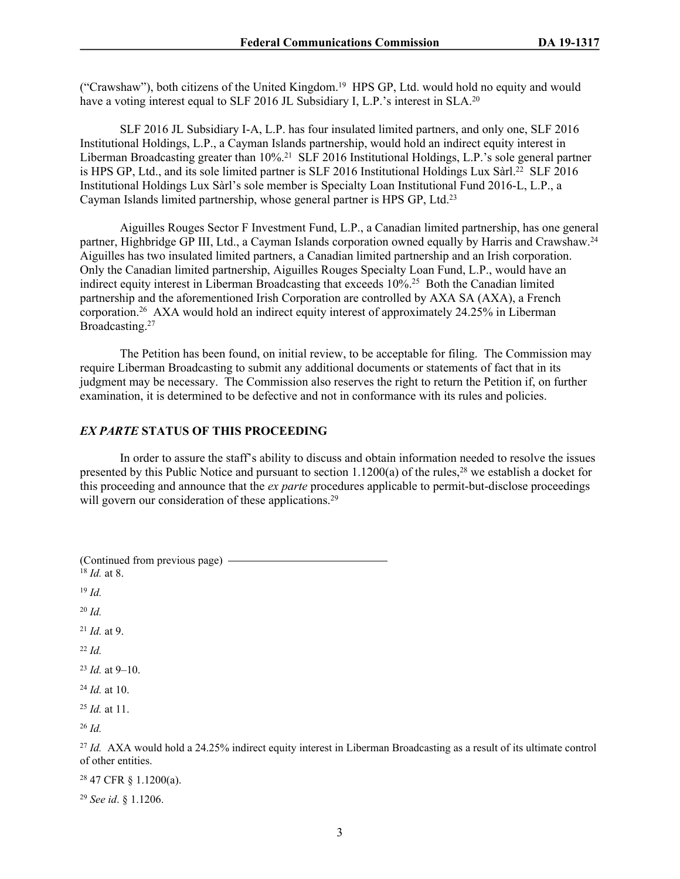("Crawshaw"), both citizens of the United Kingdom.[19] HPS GP, Ltd. would hold no equity and would have a voting interest equal to SLF 2016 JL Subsidiary I, L.P.'s interest in SLA.[20]

SLF 2016 JL Subsidiary I-A, L.P. has four insulated limited partners, and only one, SLF 2016 Institutional Holdings, L.P., a Cayman Islands partnership, would hold an indirect equity interest in Liberman Broadcasting greater than 10%.[21] SLF 2016 Institutional Holdings, L.P.'s sole general partner is HPS GP, Ltd., and its sole limited partner is SLF 2016 Institutional Holdings Lux Sàrl.[22] SLF 2016 Institutional Holdings Lux Sàrl's sole member is Specialty Loan Institutional Fund 2016-L, L.P., a Cayman Islands limited partnership, whose general partner is HPS GP, Ltd.[23]

Aiguilles Rouges Sector F Investment Fund, L.P., a Canadian limited partnership, has one general partner, Highbridge GP III, Ltd., a Cayman Islands corporation owned equally by Harris and Crawshaw.[24] Aiguilles has two insulated limited partners, a Canadian limited partnership and an Irish corporation. Only the Canadian limited partnership, Aiguilles Rouges Specialty Loan Fund, L.P., would have an indirect equity interest in Liberman Broadcasting that exceeds 10%.[25] Both the Canadian limited partnership and the aforementioned Irish Corporation are controlled by AXA SA (AXA), a French corporation.[26] AXA would hold an indirect equity interest of approximately 24.25% in Liberman Broadcasting.[27]

The Petition has been found, on initial review, to be acceptable for filing. The Commission may require Liberman Broadcasting to submit any additional documents or statements of fact that in its judgment may be necessary. The Commission also reserves the right to return the Petition if, on further examination, it is determined to be defective and not in conformance with its rules and policies.

## *EX PARTE* STATUS OF THIS PROCEEDING

In order to assure the staff's ability to discuss and obtain information needed to resolve the issues presented by this Public Notice and pursuant to section 1.1200(a) of the rules,[28] we establish a docket for this proceeding and announce that the *ex parte* procedures applicable to permit-but-disclose proceedings will govern our consideration of these applications.[29]

---

(Continued from previous page)

[18] *Id.* at 8.

[19] *Id.*

[20] *Id.*

[21] *Id.* at 9.

[22] *Id.*

[23] *Id.* at 9–10.

[24] *Id.* at 10.

[25] *Id.* at 11.

[26] *Id.*

[27] *Id.* AXA would hold a 24.25% indirect equity interest in Liberman Broadcasting as a result of its ultimate control of other entities.

[28] 47 CFR § 1.1200(a).

[29] *See id*. § 1.1206.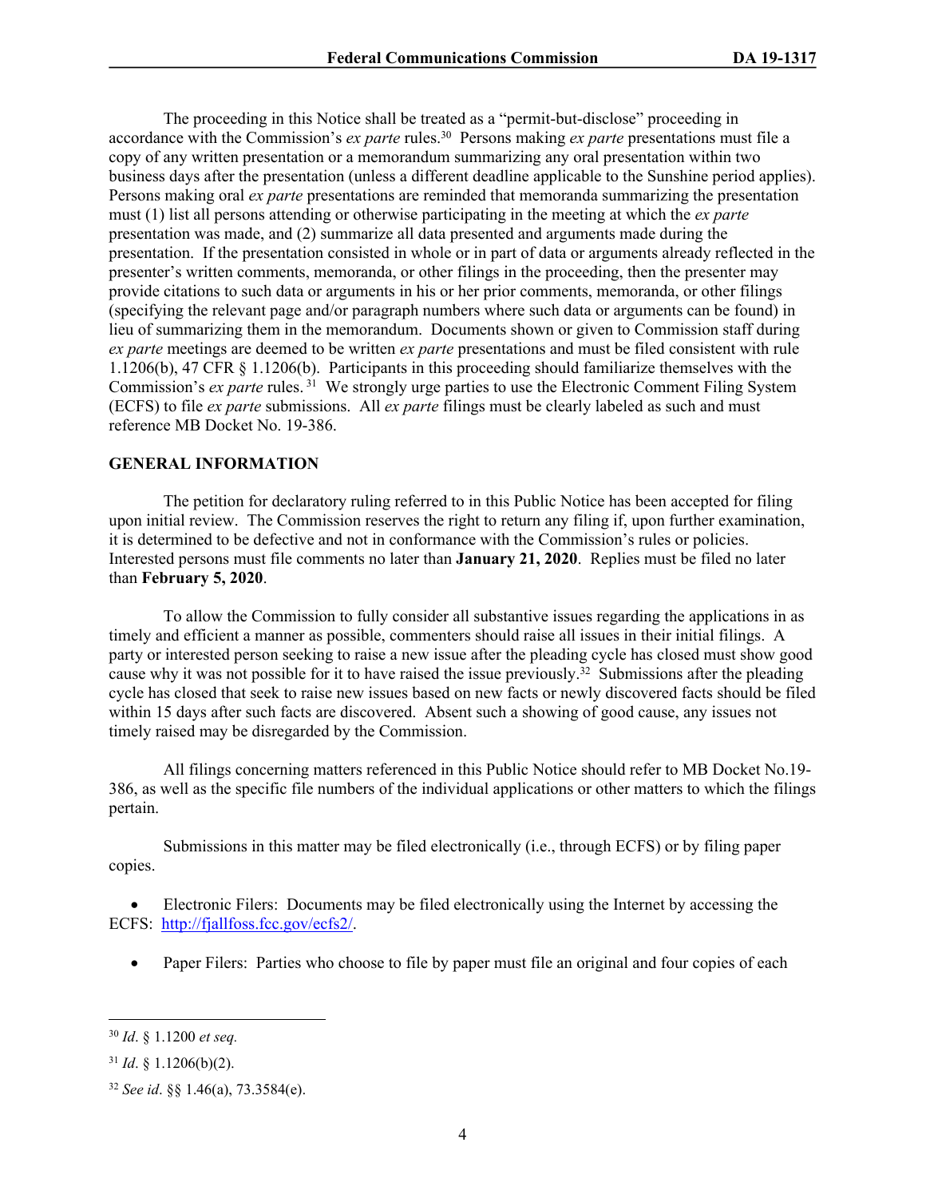The proceeding in this Notice shall be treated as a "permit-but-disclose" proceeding in accordance with the Commission's *ex parte* rules.[30] Persons making *ex parte* presentations must file a copy of any written presentation or a memorandum summarizing any oral presentation within two business days after the presentation (unless a different deadline applicable to the Sunshine period applies). Persons making oral *ex parte* presentations are reminded that memoranda summarizing the presentation must (1) list all persons attending or otherwise participating in the meeting at which the *ex parte* presentation was made, and (2) summarize all data presented and arguments made during the presentation. If the presentation consisted in whole or in part of data or arguments already reflected in the presenter's written comments, memoranda, or other filings in the proceeding, then the presenter may provide citations to such data or arguments in his or her prior comments, memoranda, or other filings (specifying the relevant page and/or paragraph numbers where such data or arguments can be found) in lieu of summarizing them in the memorandum. Documents shown or given to Commission staff during *ex parte* meetings are deemed to be written *ex parte* presentations and must be filed consistent with rule 1.1206(b), 47 CFR § 1.1206(b). Participants in this proceeding should familiarize themselves with the Commission's *ex parte* rules.[31] We strongly urge parties to use the Electronic Comment Filing System (ECFS) to file *ex parte* submissions. All *ex parte* filings must be clearly labeled as such and must reference MB Docket No. 19-386.

**GENERAL INFORMATION**

The petition for declaratory ruling referred to in this Public Notice has been accepted for filing upon initial review. The Commission reserves the right to return any filing if, upon further examination, it is determined to be defective and not in conformance with the Commission's rules or policies. Interested persons must file comments no later than **January 21, 2020**. Replies must be filed no later than **February 5, 2020**.

To allow the Commission to fully consider all substantive issues regarding the applications in as timely and efficient a manner as possible, commenters should raise all issues in their initial filings. A party or interested person seeking to raise a new issue after the pleading cycle has closed must show good cause why it was not possible for it to have raised the issue previously.[32] Submissions after the pleading cycle has closed that seek to raise new issues based on new facts or newly discovered facts should be filed within 15 days after such facts are discovered. Absent such a showing of good cause, any issues not timely raised may be disregarded by the Commission.

All filings concerning matters referenced in this Public Notice should refer to MB Docket No.19-386, as well as the specific file numbers of the individual applications or other matters to which the filings pertain.

Submissions in this matter may be filed electronically (i.e., through ECFS) or by filing paper copies.

- Electronic Filers: Documents may be filed electronically using the Internet by accessing the ECFS: http://fjallfoss.fcc.gov/ecfs2/.

- Paper Filers: Parties who choose to file by paper must file an original and four copies of each

---

[30] *Id*. § 1.1200 *et seq.*

[31] *Id*. § 1.1206(b)(2).

[32] *See id*. §§ 1.46(a), 73.3584(e).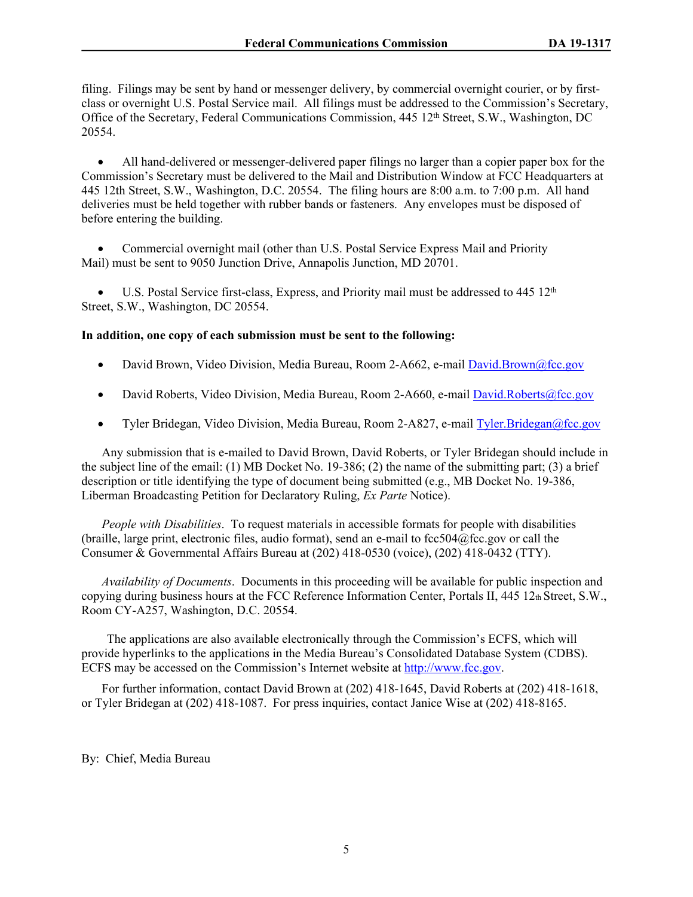filing. Filings may be sent by hand or messenger delivery, by commercial overnight courier, or by first-class or overnight U.S. Postal Service mail. All filings must be addressed to the Commission's Secretary, Office of the Secretary, Federal Communications Commission, 445 12th Street, S.W., Washington, DC 20554.

- All hand-delivered or messenger-delivered paper filings no larger than a copier paper box for the Commission's Secretary must be delivered to the Mail and Distribution Window at FCC Headquarters at 445 12th Street, S.W., Washington, D.C. 20554. The filing hours are 8:00 a.m. to 7:00 p.m. All hand deliveries must be held together with rubber bands or fasteners. Any envelopes must be disposed of before entering the building.

- Commercial overnight mail (other than U.S. Postal Service Express Mail and Priority Mail) must be sent to 9050 Junction Drive, Annapolis Junction, MD 20701.

- U.S. Postal Service first-class, Express, and Priority mail must be addressed to 445 12th Street, S.W., Washington, DC 20554.

**In addition, one copy of each submission must be sent to the following:**

- David Brown, Video Division, Media Bureau, Room 2-A662, e-mail David.Brown@fcc.gov

- David Roberts, Video Division, Media Bureau, Room 2-A660, e-mail David.Roberts@fcc.gov

- Tyler Bridegan, Video Division, Media Bureau, Room 2-A827, e-mail Tyler.Bridegan@fcc.gov

Any submission that is e-mailed to David Brown, David Roberts, or Tyler Bridegan should include in the subject line of the email: (1) MB Docket No. 19-386; (2) the name of the submitting part; (3) a brief description or title identifying the type of document being submitted (e.g., MB Docket No. 19-386, Liberman Broadcasting Petition for Declaratory Ruling, *Ex Parte* Notice).

*People with Disabilities*. To request materials in accessible formats for people with disabilities (braille, large print, electronic files, audio format), send an e-mail to fcc504@fcc.gov or call the Consumer & Governmental Affairs Bureau at (202) 418-0530 (voice), (202) 418-0432 (TTY).

*Availability of Documents*. Documents in this proceeding will be available for public inspection and copying during business hours at the FCC Reference Information Center, Portals II, 445 12th Street, S.W., Room CY-A257, Washington, D.C. 20554.

The applications are also available electronically through the Commission's ECFS, which will provide hyperlinks to the applications in the Media Bureau's Consolidated Database System (CDBS). ECFS may be accessed on the Commission's Internet website at http://www.fcc.gov.

For further information, contact David Brown at (202) 418-1645, David Roberts at (202) 418-1618, or Tyler Bridegan at (202) 418-1087. For press inquiries, contact Janice Wise at (202) 418-8165.

By: Chief, Media Bureau